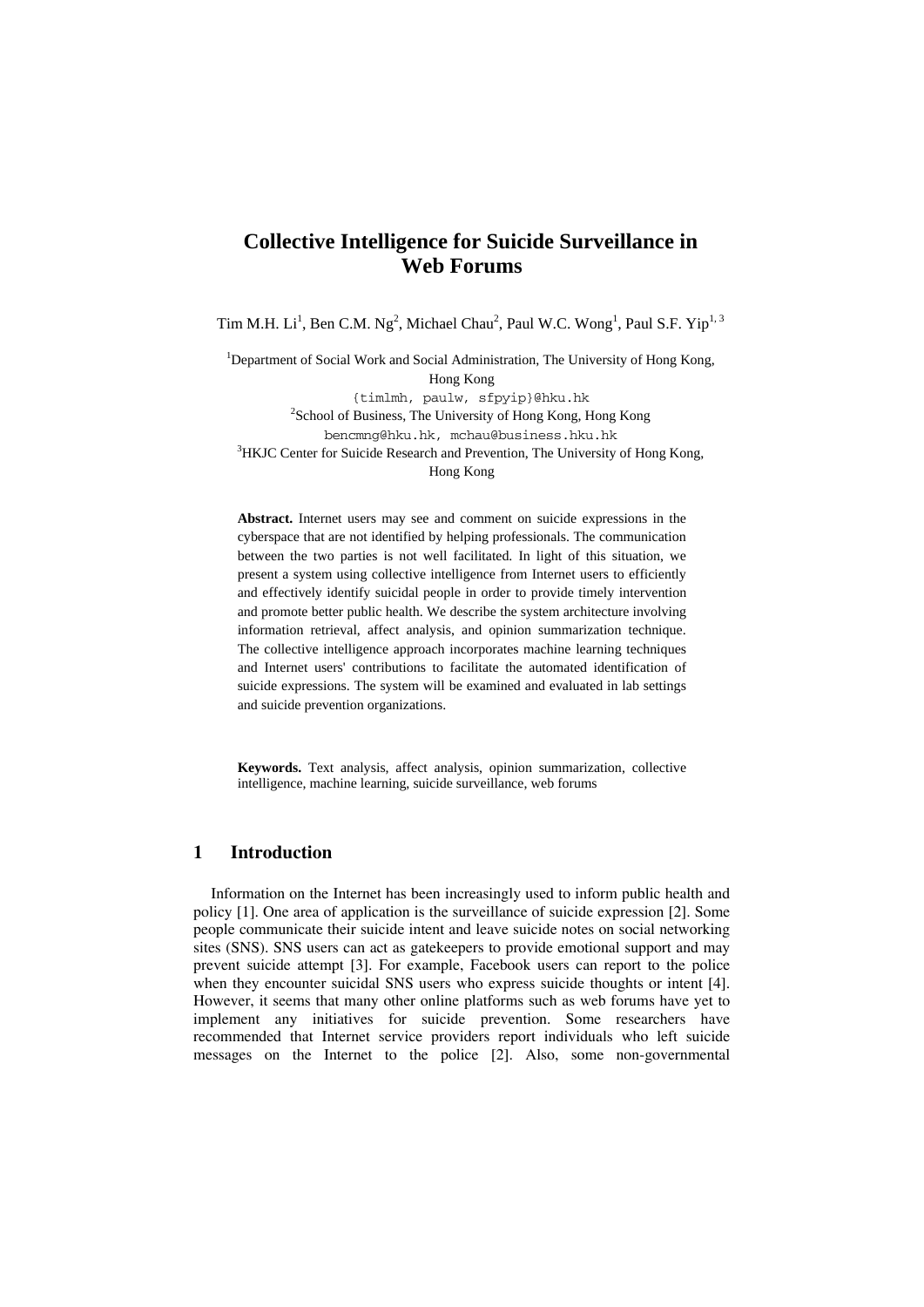# Collective Intelligence for Suicide Surveillance in Web Forums

Tim M.H. Li[1], Ben C.M. Ng[2], Michael Chau[2], Paul W.C. Wong[1], Paul S.F. Yip[1,3]

[1]Department of Social Work and Social Administration, The University of Hong Kong, Hong Kong
{timlmh, paulw, sfpyip}@hku.hk
[2]School of Business, The University of Hong Kong, Hong Kong
bencmng@hku.hk, mchau@business.hku.hk
[3]HKJC Center for Suicide Research and Prevention, The University of Hong Kong, Hong Kong

**Abstract.** Internet users may see and comment on suicide expressions in the cyberspace that are not identified by helping professionals. The communication between the two parties is not well facilitated. In light of this situation, we present a system using collective intelligence from Internet users to efficiently and effectively identify suicidal people in order to provide timely intervention and promote better public health. We describe the system architecture involving information retrieval, affect analysis, and opinion summarization technique. The collective intelligence approach incorporates machine learning techniques and Internet users' contributions to facilitate the automated identification of suicide expressions. The system will be examined and evaluated in lab settings and suicide prevention organizations.

**Keywords.** Text analysis, affect analysis, opinion summarization, collective intelligence, machine learning, suicide surveillance, web forums

## 1 Introduction

Information on the Internet has been increasingly used to inform public health and policy [1]. One area of application is the surveillance of suicide expression [2]. Some people communicate their suicide intent and leave suicide notes on social networking sites (SNS). SNS users can act as gatekeepers to provide emotional support and may prevent suicide attempt [3]. For example, Facebook users can report to the police when they encounter suicidal SNS users who express suicide thoughts or intent [4]. However, it seems that many other online platforms such as web forums have yet to implement any initiatives for suicide prevention. Some researchers have recommended that Internet service providers report individuals who left suicide messages on the Internet to the police [2]. Also, some non-governmental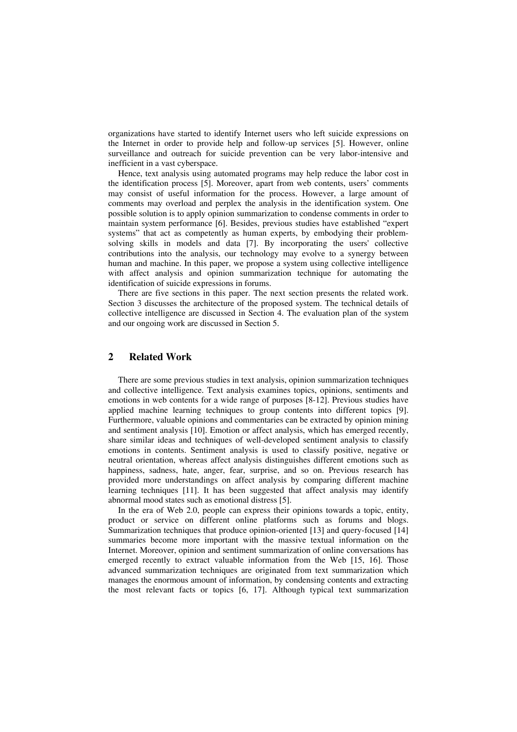organizations have started to identify Internet users who left suicide expressions on the Internet in order to provide help and follow-up services [5]. However, online surveillance and outreach for suicide prevention can be very labor-intensive and inefficient in a vast cyberspace.

Hence, text analysis using automated programs may help reduce the labor cost in the identification process [5]. Moreover, apart from web contents, users' comments may consist of useful information for the process. However, a large amount of comments may overload and perplex the analysis in the identification system. One possible solution is to apply opinion summarization to condense comments in order to maintain system performance [6]. Besides, previous studies have established "expert systems" that act as competently as human experts, by embodying their problem-solving skills in models and data [7]. By incorporating the users' collective contributions into the analysis, our technology may evolve to a synergy between human and machine. In this paper, we propose a system using collective intelligence with affect analysis and opinion summarization technique for automating the identification of suicide expressions in forums.

There are five sections in this paper. The next section presents the related work. Section 3 discusses the architecture of the proposed system. The technical details of collective intelligence are discussed in Section 4. The evaluation plan of the system and our ongoing work are discussed in Section 5.

## 2 Related Work

There are some previous studies in text analysis, opinion summarization techniques and collective intelligence. Text analysis examines topics, opinions, sentiments and emotions in web contents for a wide range of purposes [8-12]. Previous studies have applied machine learning techniques to group contents into different topics [9]. Furthermore, valuable opinions and commentaries can be extracted by opinion mining and sentiment analysis [10]. Emotion or affect analysis, which has emerged recently, share similar ideas and techniques of well-developed sentiment analysis to classify emotions in contents. Sentiment analysis is used to classify positive, negative or neutral orientation, whereas affect analysis distinguishes different emotions such as happiness, sadness, hate, anger, fear, surprise, and so on. Previous research has provided more understandings on affect analysis by comparing different machine learning techniques [11]. It has been suggested that affect analysis may identify abnormal mood states such as emotional distress [5].

In the era of Web 2.0, people can express their opinions towards a topic, entity, product or service on different online platforms such as forums and blogs. Summarization techniques that produce opinion-oriented [13] and query-focused [14] summaries become more important with the massive textual information on the Internet. Moreover, opinion and sentiment summarization of online conversations has emerged recently to extract valuable information from the Web [15, 16]. Those advanced summarization techniques are originated from text summarization which manages the enormous amount of information, by condensing contents and extracting the most relevant facts or topics [6, 17]. Although typical text summarization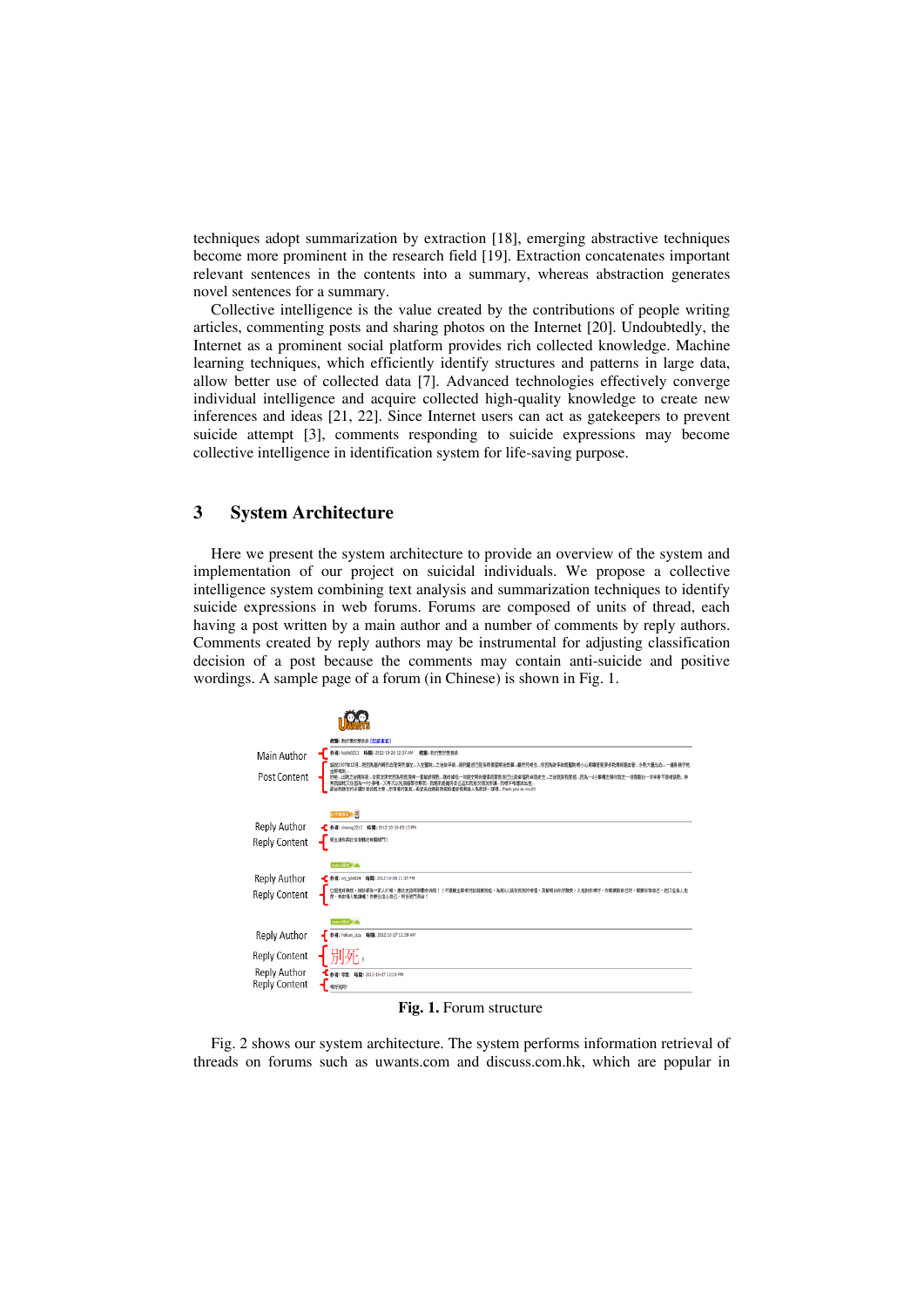techniques adopt summarization by extraction [18], emerging abstractive techniques become more prominent in the research field [19]. Extraction concatenates important relevant sentences in the contents into a summary, whereas abstraction generates novel sentences for a summary.

Collective intelligence is the value created by the contributions of people writing articles, commenting posts and sharing photos on the Internet [20]. Undoubtedly, the Internet as a prominent social platform provides rich collected knowledge. Machine learning techniques, which efficiently identify structures and patterns in large data, allow better use of collected data [7]. Advanced technologies effectively converge individual intelligence and acquire collected high-quality knowledge to create new inferences and ideas [21, 22]. Since Internet users can act as gatekeepers to prevent suicide attempt [3], comments responding to suicide expressions may become collective intelligence in identification system for life-saving purpose.

## 3 System Architecture

Here we present the system architecture to provide an overview of the system and implementation of our project on suicidal individuals. We propose a collective intelligence system combining text analysis and summarization techniques to identify suicide expressions in web forums. Forums are composed of units of thread, each having a post written by a main author and a number of comments by reply authors. Comments created by reply authors may be instrumental for adjusting classification decision of a post because the comments may contain anti-suicide and positive wordings. A sample page of a forum (in Chinese) is shown in Fig. 1.

**Fig. 1.** Forum structure

Fig. 2 shows our system architecture. The system performs information retrieval of threads on forums such as uwants.com and discuss.com.hk, which are popular in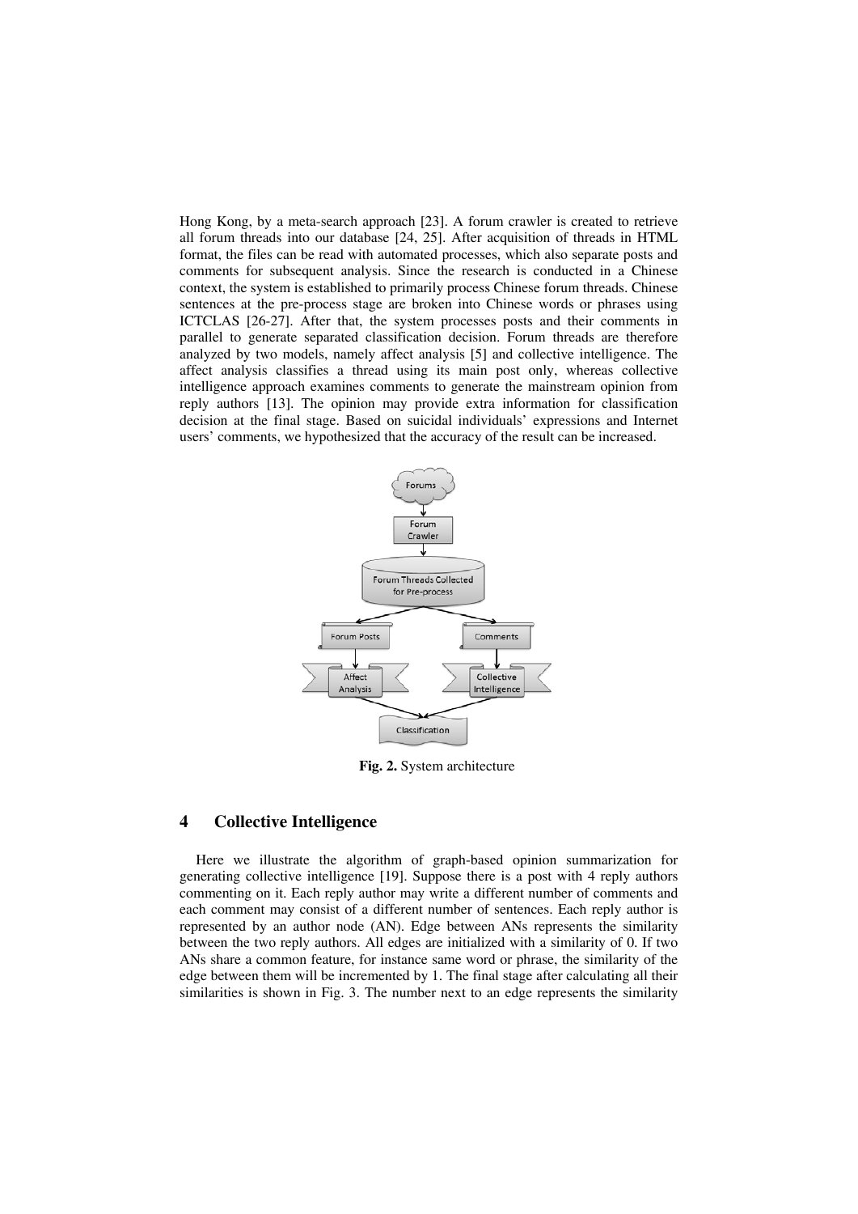Hong Kong, by a meta-search approach [23]. A forum crawler is created to retrieve all forum threads into our database [24, 25]. After acquisition of threads in HTML format, the files can be read with automated processes, which also separate posts and comments for subsequent analysis. Since the research is conducted in a Chinese context, the system is established to primarily process Chinese forum threads. Chinese sentences at the pre-process stage are broken into Chinese words or phrases using ICTCLAS [26-27]. After that, the system processes posts and their comments in parallel to generate separated classification decision. Forum threads are therefore analyzed by two models, namely affect analysis [5] and collective intelligence. The affect analysis classifies a thread using its main post only, whereas collective intelligence approach examines comments to generate the mainstream opinion from reply authors [13]. The opinion may provide extra information for classification decision at the final stage. Based on suicidal individuals' expressions and Internet users' comments, we hypothesized that the accuracy of the result can be increased.

**Fig. 2.** System architecture

## 4 Collective Intelligence

Here we illustrate the algorithm of graph-based opinion summarization for generating collective intelligence [19]. Suppose there is a post with 4 reply authors commenting on it. Each reply author may write a different number of comments and each comment may consist of a different number of sentences. Each reply author is represented by an author node (AN). Edge between ANs represents the similarity between the two reply authors. All edges are initialized with a similarity of 0. If two ANs share a common feature, for instance same word or phrase, the similarity of the edge between them will be incremented by 1. The final stage after calculating all their similarities is shown in Fig. 3. The number next to an edge represents the similarity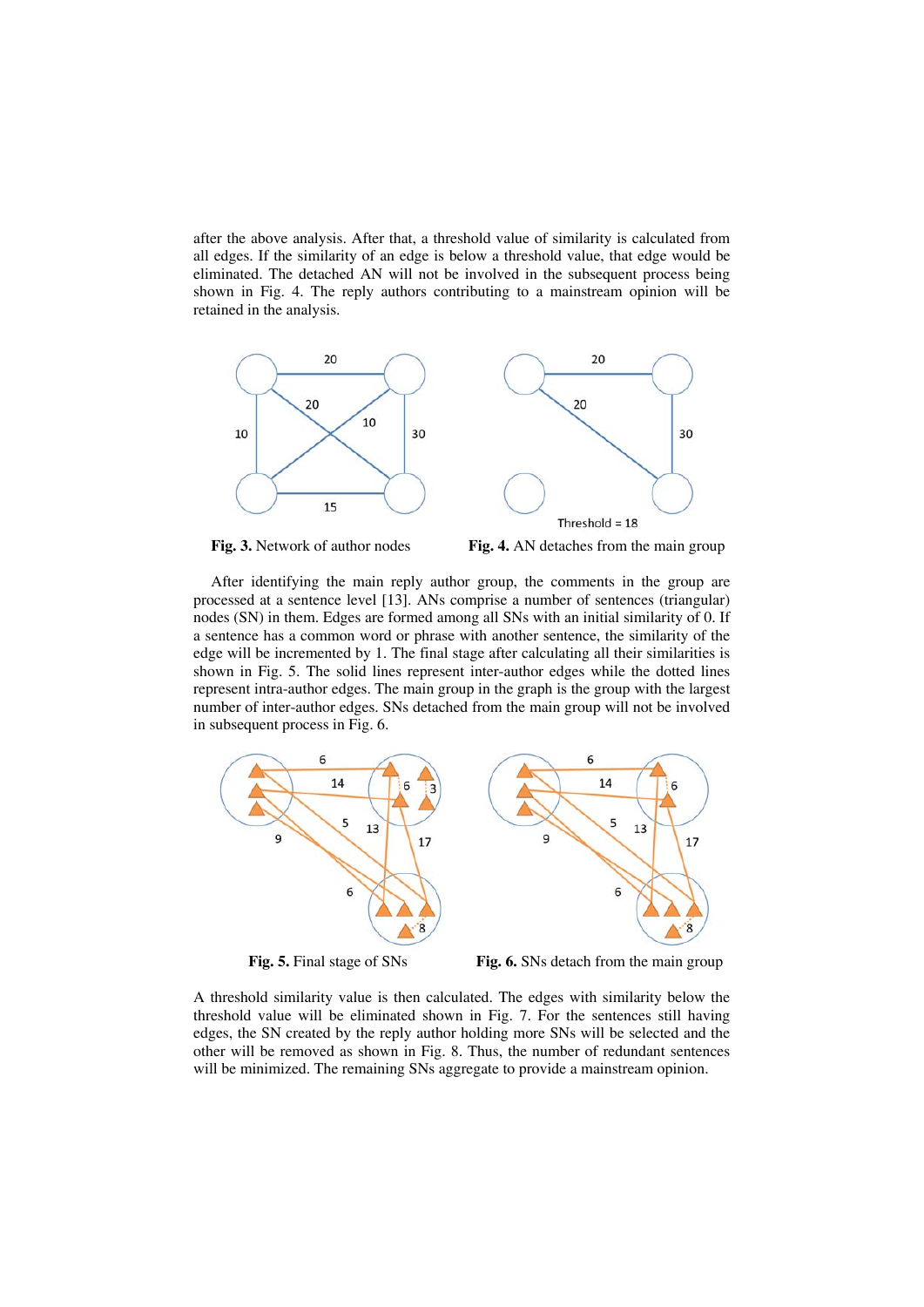after the above analysis. After that, a threshold value of similarity is calculated from all edges. If the similarity of an edge is below a threshold value, that edge would be eliminated. The detached AN will not be involved in the subsequent process being shown in Fig. 4. The reply authors contributing to a mainstream opinion will be retained in the analysis.

**Fig. 3.** Network of author nodes

**Fig. 4.** AN detaches from the main group

After identifying the main reply author group, the comments in the group are processed at a sentence level [13]. ANs comprise a number of sentences (triangular) nodes (SN) in them. Edges are formed among all SNs with an initial similarity of 0. If a sentence has a common word or phrase with another sentence, the similarity of the edge will be incremented by 1. The final stage after calculating all their similarities is shown in Fig. 5. The solid lines represent inter-author edges while the dotted lines represent intra-author edges. The main group in the graph is the group with the largest number of inter-author edges. SNs detached from the main group will not be involved in subsequent process in Fig. 6.

**Fig. 5.** Final stage of SNs

**Fig. 6.** SNs detach from the main group

A threshold similarity value is then calculated. The edges with similarity below the threshold value will be eliminated shown in Fig. 7. For the sentences still having edges, the SN created by the reply author holding more SNs will be selected and the other will be removed as shown in Fig. 8. Thus, the number of redundant sentences will be minimized. The remaining SNs aggregate to provide a mainstream opinion.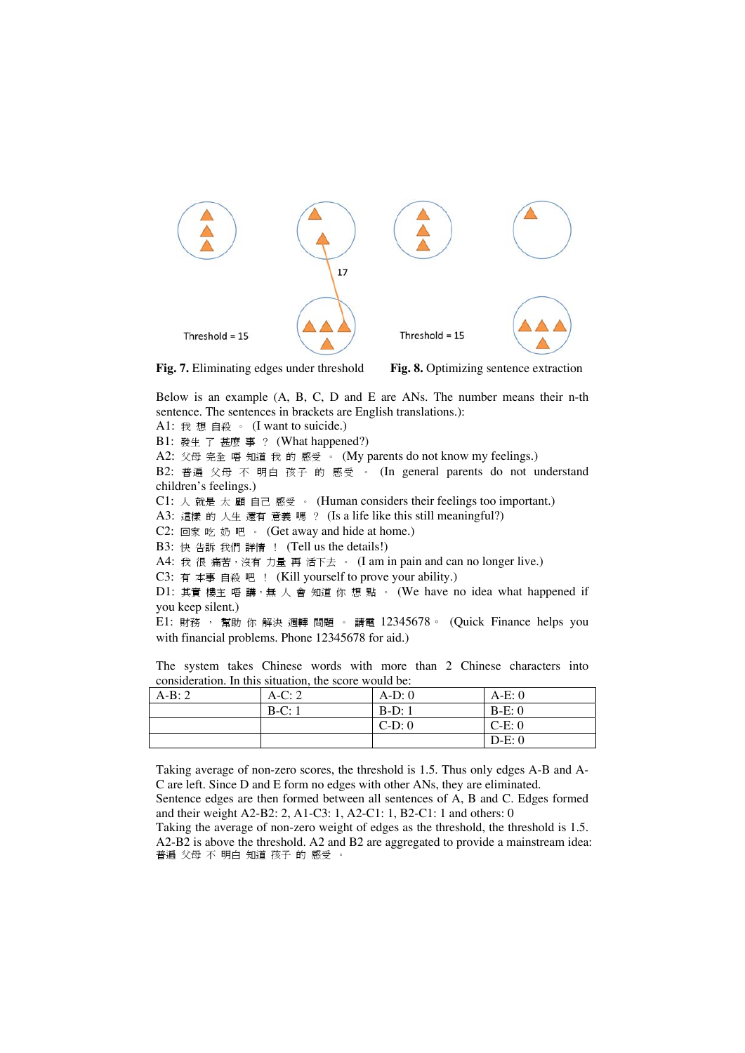Threshold = 15

17

Threshold = 15

**Fig. 7.** Eliminating edges under threshold

**Fig. 8.** Optimizing sentence extraction

Below is an example (A, B, C, D and E are ANs. The number means their n-th sentence. The sentences in brackets are English translations.):

A1: 我 想 自殺 。 (I want to suicide.)

B1: 發生 了 甚麼 事 ？ (What happened?)

A2: 父母 完全 唔 知道 我 的 感受 。 (My parents do not know my feelings.)

B2: 普遍 父母 不 明白 孩子 的 感受 。 (In general parents do not understand children's feelings.)

C1: 人 就是 太 顧 自己 感受 。 (Human considers their feelings too important.)

A3: 這樣 的 人生 還有 意義 嗎 ？ (Is a life like this still meaningful?)

C2: 回家 吃 奶 吧 。 (Get away and hide at home.)

B3: 快 告訴 我們 詳情 ！ (Tell us the details!)

A4: 我 很 痛苦，沒有 力量 再 活下去 。 (I am in pain and can no longer live.)

C3: 有 本事 自殺 吧 ！ (Kill yourself to prove your ability.)

D1: 其實 樓主 唔 講，無 人 會 知道 你 想 點 。 (We have no idea what happened if you keep silent.)

E1: 財務 ， 幫助 你 解決 週轉 問題 。 請電 12345678。 (Quick Finance helps you with financial problems. Phone 12345678 for aid.)

The system takes Chinese words with more than 2 Chinese characters into consideration. In this situation, the score would be:

| A-B: 2 | A-C: 2 | A-D: 0 | A-E: 0 |
|---|---|---|---|
| | B-C: 1 | B-D: 1 | B-E: 0 |
| | | C-D: 0 | C-E: 0 |
| | | | D-E: 0 |

Taking average of non-zero scores, the threshold is 1.5. Thus only edges A-B and A-C are left. Since D and E form no edges with other ANs, they are eliminated.

Sentence edges are then formed between all sentences of A, B and C. Edges formed and their weight A2-B2: 2, A1-C3: 1, A2-C1: 1, B2-C1: 1 and others: 0

Taking the average of non-zero weight of edges as the threshold, the threshold is 1.5. A2-B2 is above the threshold. A2 and B2 are aggregated to provide a mainstream idea: 普遍 父母 不 明白 知道 孩子 的 感受 。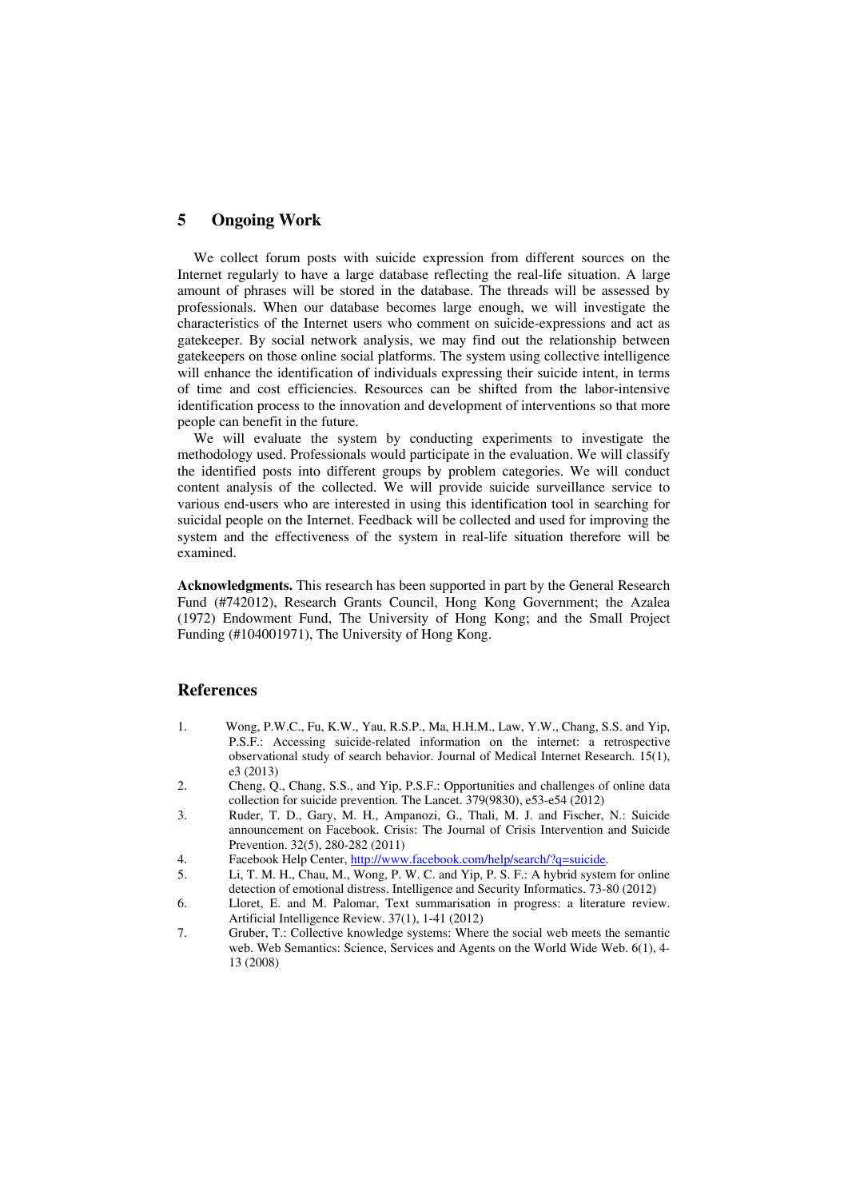## 5 Ongoing Work

We collect forum posts with suicide expression from different sources on the Internet regularly to have a large database reflecting the real-life situation. A large amount of phrases will be stored in the database. The threads will be assessed by professionals. When our database becomes large enough, we will investigate the characteristics of the Internet users who comment on suicide-expressions and act as gatekeeper. By social network analysis, we may find out the relationship between gatekeepers on those online social platforms. The system using collective intelligence will enhance the identification of individuals expressing their suicide intent, in terms of time and cost efficiencies. Resources can be shifted from the labor-intensive identification process to the innovation and development of interventions so that more people can benefit in the future.

We will evaluate the system by conducting experiments to investigate the methodology used. Professionals would participate in the evaluation. We will classify the identified posts into different groups by problem categories. We will conduct content analysis of the collected. We will provide suicide surveillance service to various end-users who are interested in using this identification tool in searching for suicidal people on the Internet. Feedback will be collected and used for improving the system and the effectiveness of the system in real-life situation therefore will be examined.

**Acknowledgments.** This research has been supported in part by the General Research Fund (#742012), Research Grants Council, Hong Kong Government; the Azalea (1972) Endowment Fund, The University of Hong Kong; and the Small Project Funding (#104001971), The University of Hong Kong.

## References

1. Wong, P.W.C., Fu, K.W., Yau, R.S.P., Ma, H.H.M., Law, Y.W., Chang, S.S. and Yip, P.S.F.: Accessing suicide-related information on the internet: a retrospective observational study of search behavior. Journal of Medical Internet Research. 15(1), e3 (2013)
2. Cheng, Q., Chang, S.S., and Yip, P.S.F.: Opportunities and challenges of online data collection for suicide prevention. The Lancet. 379(9830), e53-e54 (2012)
3. Ruder, T. D., Gary, M. H., Ampanozi, G., Thali, M. J. and Fischer, N.: Suicide announcement on Facebook. Crisis: The Journal of Crisis Intervention and Suicide Prevention. 32(5), 280-282 (2011)
4. Facebook Help Center, http://www.facebook.com/help/search/?q=suicide.
5. Li, T. M. H., Chau, M., Wong, P. W. C. and Yip, P. S. F.: A hybrid system for online detection of emotional distress. Intelligence and Security Informatics. 73-80 (2012)
6. Lloret, E. and M. Palomar, Text summarisation in progress: a literature review. Artificial Intelligence Review. 37(1), 1-41 (2012)
7. Gruber, T.: Collective knowledge systems: Where the social web meets the semantic web. Web Semantics: Science, Services and Agents on the World Wide Web. 6(1), 4-13 (2008)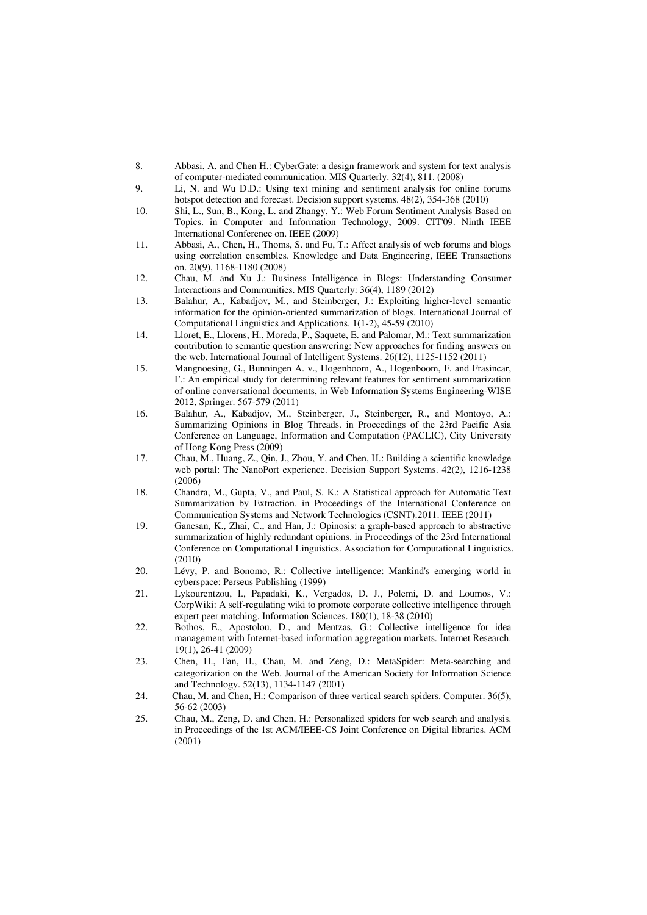8. Abbasi, A. and Chen H.: CyberGate: a design framework and system for text analysis of computer-mediated communication. MIS Quarterly. 32(4), 811. (2008)
9. Li, N. and Wu D.D.: Using text mining and sentiment analysis for online forums hotspot detection and forecast. Decision support systems. 48(2), 354-368 (2010)
10. Shi, L., Sun, B., Kong, L. and Zhangy, Y.: Web Forum Sentiment Analysis Based on Topics. in Computer and Information Technology, 2009. CIT'09. Ninth IEEE International Conference on. IEEE (2009)
11. Abbasi, A., Chen, H., Thoms, S. and Fu, T.: Affect analysis of web forums and blogs using correlation ensembles. Knowledge and Data Engineering, IEEE Transactions on. 20(9), 1168-1180 (2008)
12. Chau, M. and Xu J.: Business Intelligence in Blogs: Understanding Consumer Interactions and Communities. MIS Quarterly: 36(4), 1189 (2012)
13. Balahur, A., Kabadjov, M., and Steinberger, J.: Exploiting higher-level semantic information for the opinion-oriented summarization of blogs. International Journal of Computational Linguistics and Applications. 1(1-2), 45-59 (2010)
14. Lloret, E., Llorens, H., Moreda, P., Saquete, E. and Palomar, M.: Text summarization contribution to semantic question answering: New approaches for finding answers on the web. International Journal of Intelligent Systems. 26(12), 1125-1152 (2011)
15. Mangnoesing, G., Bunningen A. v., Hogenboom, A., Hogenboom, F. and Frasincar, F.: An empirical study for determining relevant features for sentiment summarization of online conversational documents, in Web Information Systems Engineering-WISE 2012, Springer. 567-579 (2011)
16. Balahur, A., Kabadjov, M., Steinberger, J., Steinberger, R., and Montoyo, A.: Summarizing Opinions in Blog Threads. in Proceedings of the 23rd Pacific Asia Conference on Language, Information and Computation (PACLIC), City University of Hong Kong Press (2009)
17. Chau, M., Huang, Z., Qin, J., Zhou, Y. and Chen, H.: Building a scientific knowledge web portal: The NanoPort experience. Decision Support Systems. 42(2), 1216-1238 (2006)
18. Chandra, M., Gupta, V., and Paul, S. K.: A Statistical approach for Automatic Text Summarization by Extraction. in Proceedings of the International Conference on Communication Systems and Network Technologies (CSNT).2011. IEEE (2011)
19. Ganesan, K., Zhai, C., and Han, J.: Opinosis: a graph-based approach to abstractive summarization of highly redundant opinions. in Proceedings of the 23rd International Conference on Computational Linguistics. Association for Computational Linguistics. (2010)
20. Lévy, P. and Bonomo, R.: Collective intelligence: Mankind's emerging world in cyberspace: Perseus Publishing (1999)
21. Lykourentzou, I., Papadaki, K., Vergados, D. J., Polemi, D. and Loumos, V.: CorpWiki: A self-regulating wiki to promote corporate collective intelligence through expert peer matching. Information Sciences. 180(1), 18-38 (2010)
22. Bothos, E., Apostolou, D., and Mentzas, G.: Collective intelligence for idea management with Internet-based information aggregation markets. Internet Research. 19(1), 26-41 (2009)
23. Chen, H., Fan, H., Chau, M. and Zeng, D.: MetaSpider: Meta-searching and categorization on the Web. Journal of the American Society for Information Science and Technology. 52(13), 1134-1147 (2001)
24. Chau, M. and Chen, H.: Comparison of three vertical search spiders. Computer. 36(5), 56-62 (2003)
25. Chau, M., Zeng, D. and Chen, H.: Personalized spiders for web search and analysis. in Proceedings of the 1st ACM/IEEE-CS Joint Conference on Digital libraries. ACM (2001)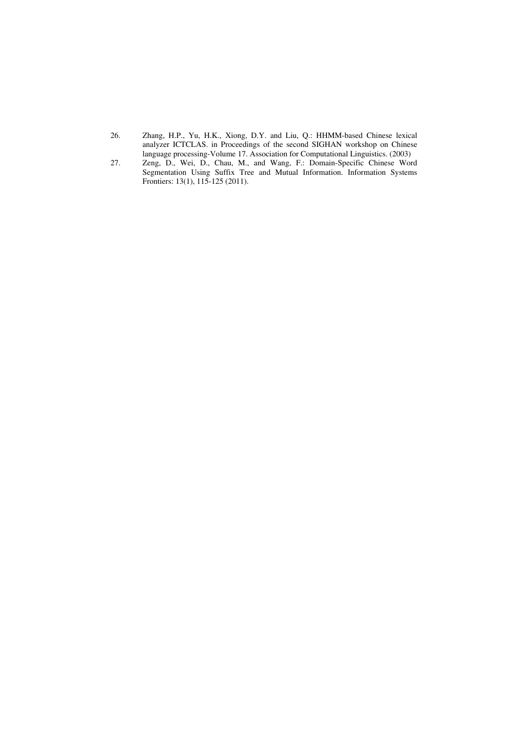26. Zhang, H.P., Yu, H.K., Xiong, D.Y. and Liu, Q.: HHMM-based Chinese lexical analyzer ICTCLAS. in Proceedings of the second SIGHAN workshop on Chinese language processing-Volume 17. Association for Computational Linguistics. (2003)
27. Zeng, D., Wei, D., Chau, M., and Wang, F.: Domain-Specific Chinese Word Segmentation Using Suffix Tree and Mutual Information. Information Systems Frontiers: 13(1), 115-125 (2011).